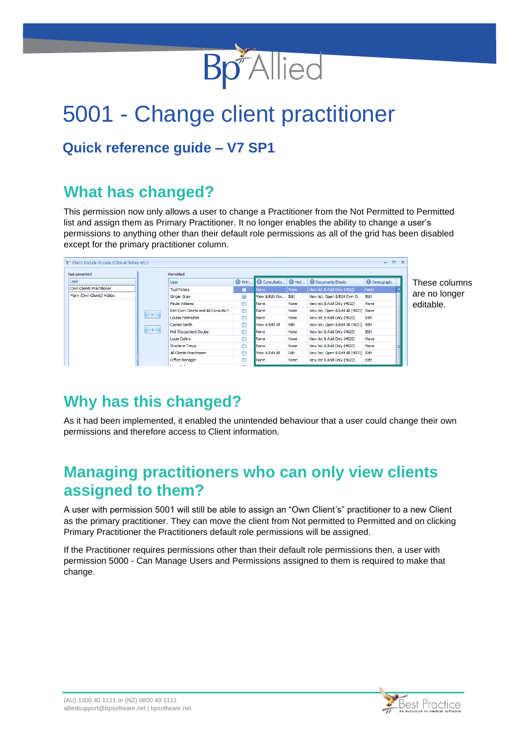# 5001 - Change client practitioner

## Quick reference guide – V7 SP1

## What has changed?

This permission now only allows a user to change a Practitioner from the Not Permitted to Permitted list and assign them as Primary Practitioner. It no longer enables the ability to change a user's permissions to anything other than their default role permissions as all of the grid has been disabled except for the primary practitioner column.

These columns are no longer editable.

## Why has this changed?

As it had been implemented, it enabled the unintended behaviour that a user could change their own permissions and therefore access to Client information.

## Managing practitioners who can only view clients assigned to them?

A user with permission 5001 will still be able to assign an "Own Client's" practitioner to a new Client as the primary practitioner. They can move the client from Not permitted to Permitted and on clicking Primary Practitioner the Practitioners default role permissions will be assigned.

If the Practitioner requires permissions other than their default role permissions then, a user with permission 5000 - Can Manage Users and Permissions assigned to them is required to make that change.

(AU) 1300 40 1111 or (NZ) 0800 40 1111
alliedsupport@bpsoftware.net | bpsoftware.net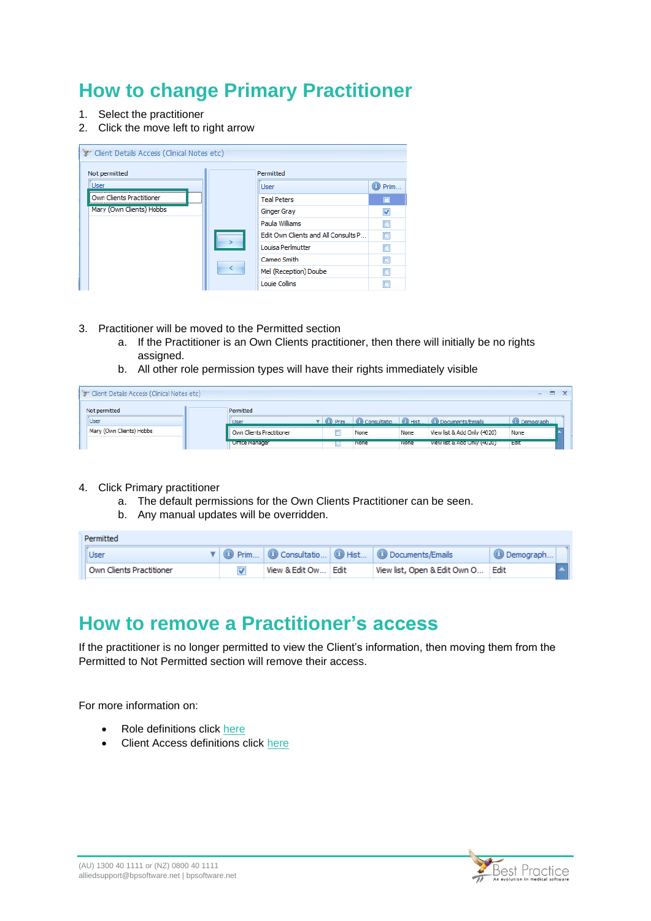# How to change Primary Practitioner

1. Select the practitioner
2. Click the move left to right arrow

3. Practitioner will be moved to the Permitted section
    a. If the Practitioner is an Own Clients practitioner, then there will initially be no rights assigned.
    b. All other role permission types will have their rights immediately visible

4. Click Primary practitioner
    a. The default permissions for the Own Clients Practitioner can be seen.
    b. Any manual updates will be overridden.

# How to remove a Practitioner's access

If the practitioner is no longer permitted to view the Client's information, then moving them from the Permitted to Not Permitted section will remove their access.

For more information on:

- Role definitions click here
- Client Access definitions click here